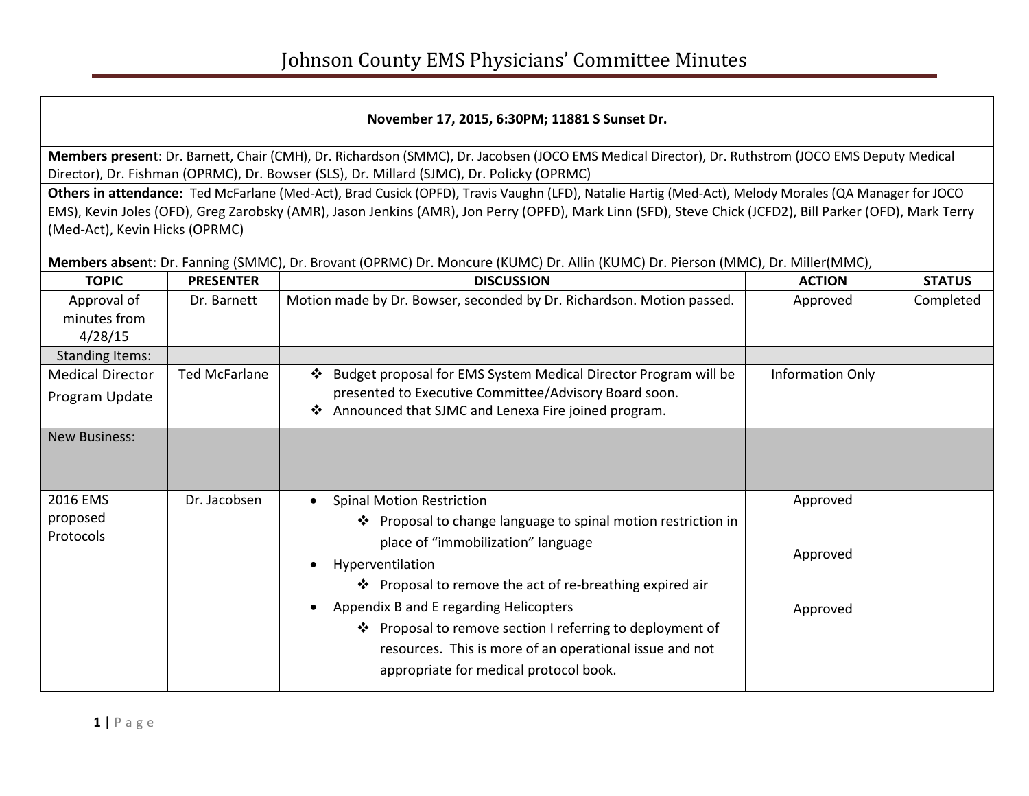# Johnson County EMS Physicians' Committee Minutes

**November 17, 2015, 6:30PM; 11881 S Sunset Dr.**

**Members present**: Dr. Barnett, Chair (CMH), Dr. Richardson (SMMC), Dr. Jacobsen (JOCO EMS Medical Director), Dr. Ruthstrom (JOCO EMS Deputy Medical Director), Dr. Fishman (OPRMC), Dr. Bowser (SLS), Dr. Millard (SJMC), Dr. Policky (OPRMC)

**Others in attendance:** Ted McFarlane (Med-Act), Brad Cusick (OPFD), Travis Vaughn (LFD), Natalie Hartig (Med-Act), Melody Morales (QA Manager for JOCO EMS), Kevin Joles (OFD), Greg Zarobsky (AMR), Jason Jenkins (AMR), Jon Perry (OPFD), Mark Linn (SFD), Steve Chick (JCFD2), Bill Parker (OFD), Mark Terry (Med-Act), Kevin Hicks (OPRMC)

**Members absent**: Dr. Fanning (SMMC), Dr. Brovant (OPRMC) Dr. Moncure (KUMC) Dr. Allin (KUMC) Dr. Pierson (MMC), Dr. Miller(MMC),

| TOPIC | PRESENTER | DISCUSSION | ACTION | STATUS |
|---|---|---|---|---|
| Approval of minutes from 4/28/15 | Dr. Barnett | Motion made by Dr. Bowser, seconded by Dr. Richardson. Motion passed. | Approved | Completed |
| Standing Items: | | | | |
| Medical Director Program Update | Ted McFarlane | ❖ Budget proposal for EMS System Medical Director Program will be presented to Executive Committee/Advisory Board soon.<br>❖ Announced that SJMC and Lenexa Fire joined program. | Information Only | |
| New Business: | | | | |
| 2016 EMS proposed Protocols | Dr. Jacobsen | • Spinal Motion Restriction<br>❖ Proposal to change language to spinal motion restriction in place of "immobilization" language<br>• Hyperventilation<br>❖ Proposal to remove the act of re-breathing expired air<br>• Appendix B and E regarding Helicopters<br>❖ Proposal to remove section I referring to deployment of resources. This is more of an operational issue and not appropriate for medical protocol book. | Approved<br><br>Approved<br><br>Approved | |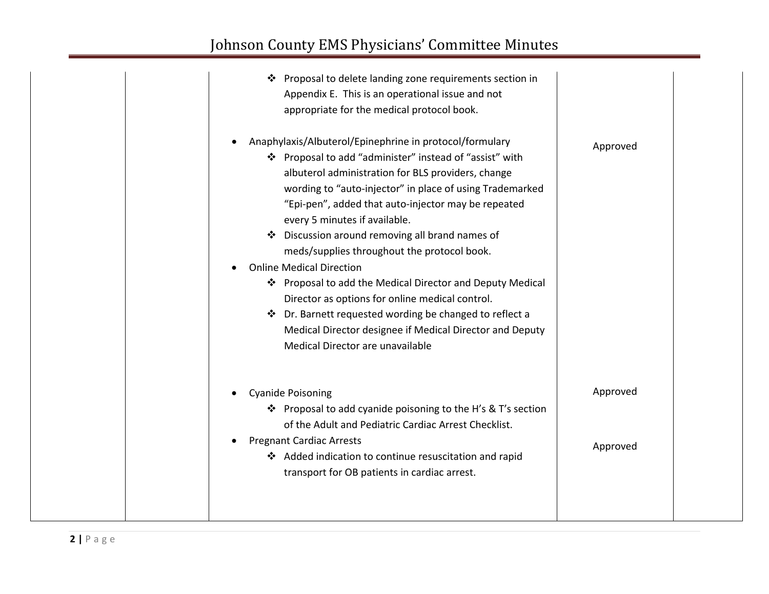| | | | | |
|---|---|---|---|---|
| | | ❖ Proposal to delete landing zone requirements section in Appendix E. This is an operational issue and not appropriate for the medical protocol book.<br><br>• Anaphylaxis/Albuterol/Epinephrine in protocol/formulary<br>❖ Proposal to add "administer" instead of "assist" with albuterol administration for BLS providers, change wording to "auto-injector" in place of using Trademarked "Epi-pen", added that auto-injector may be repeated every 5 minutes if available.<br>❖ Discussion around removing all brand names of meds/supplies throughout the protocol book.<br>• Online Medical Direction<br>❖ Proposal to add the Medical Director and Deputy Medical Director as options for online medical control.<br>❖ Dr. Barnett requested wording be changed to reflect a Medical Director designee if Medical Director and Deputy Medical Director are unavailable | Approved | |
| | | • Cyanide Poisoning<br>❖ Proposal to add cyanide poisoning to the H's & T's section of the Adult and Pediatric Cardiac Arrest Checklist. | Approved | |
| | | • Pregnant Cardiac Arrests<br>❖ Added indication to continue resuscitation and rapid transport for OB patients in cardiac arrest. | Approved | |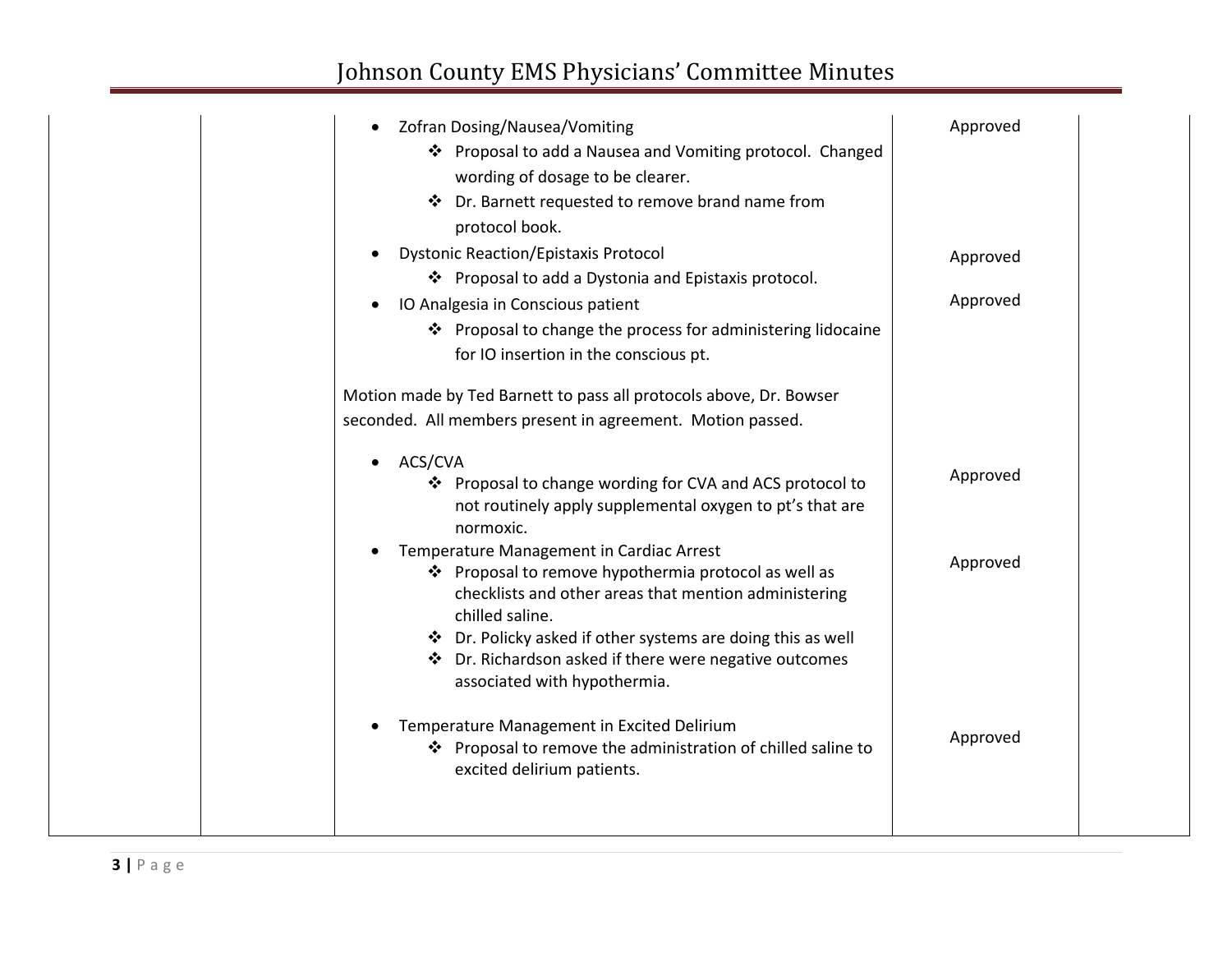| | | | | |
|---|---|---|---|---|
| | | • Zofran Dosing/Nausea/Vomiting<br>  ❖ Proposal to add a Nausea and Vomiting protocol. Changed wording of dosage to be clearer.<br>  ❖ Dr. Barnett requested to remove brand name from protocol book.<br>• Dystonic Reaction/Epistaxis Protocol<br>  ❖ Proposal to add a Dystonia and Epistaxis protocol.<br>• IO Analgesia in Conscious patient<br>  ❖ Proposal to change the process for administering lidocaine for IO insertion in the conscious pt.<br><br>Motion made by Ted Barnett to pass all protocols above, Dr. Bowser seconded. All members present in agreement. Motion passed.<br><br>• ACS/CVA<br>  ❖ Proposal to change wording for CVA and ACS protocol to not routinely apply supplemental oxygen to pt's that are normoxic.<br>• Temperature Management in Cardiac Arrest<br>  ❖ Proposal to remove hypothermia protocol as well as checklists and other areas that mention administering chilled saline.<br>  ❖ Dr. Policky asked if other systems are doing this as well<br>  ❖ Dr. Richardson asked if there were negative outcomes associated with hypothermia.<br><br>• Temperature Management in Excited Delirium<br>  ❖ Proposal to remove the administration of chilled saline to excited delirium patients. | Approved<br><br><br><br>Approved<br><br>Approved<br><br><br><br><br><br>Approved<br><br><br>Approved<br><br><br><br><br><br>Approved | |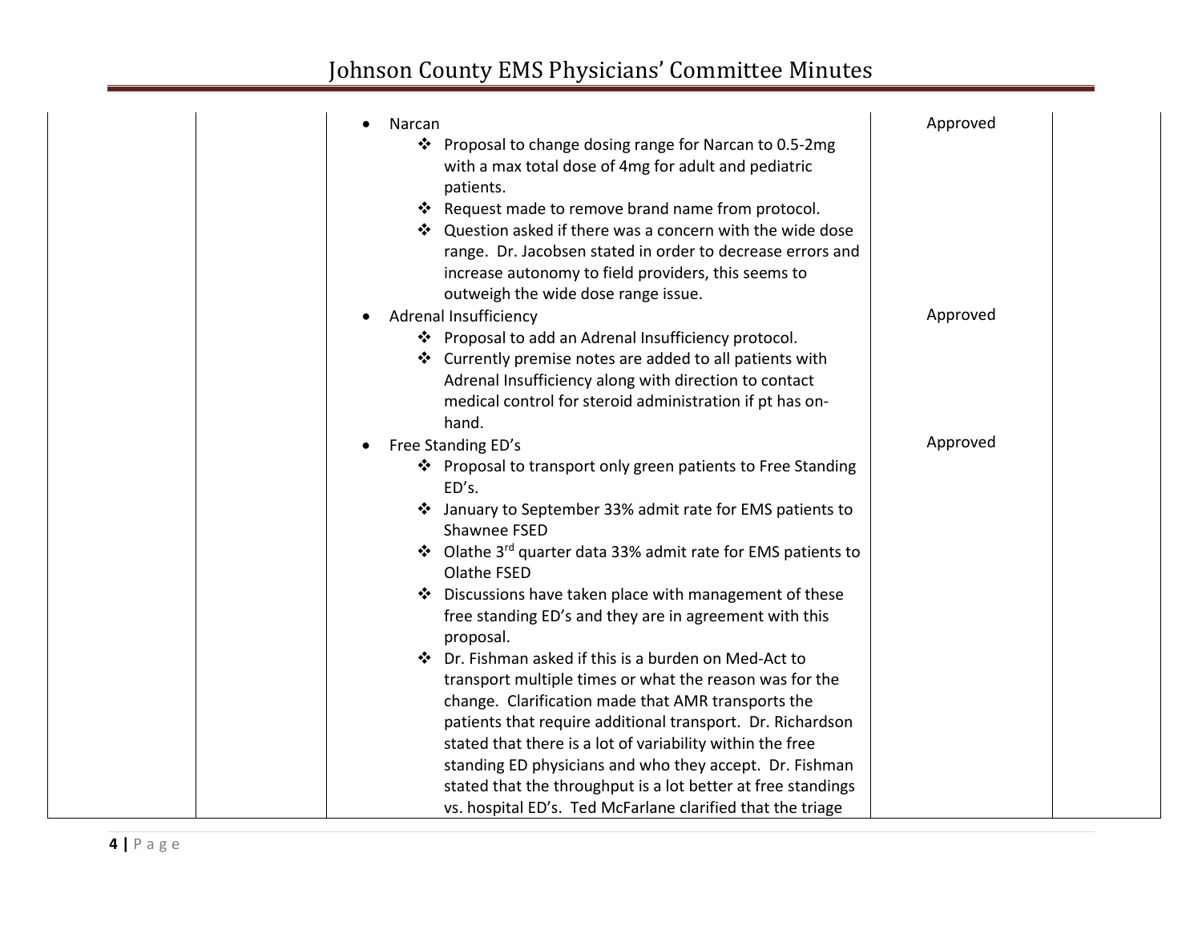| | | | | |
|---|---|---|---|---|
| | | • Narcan<br>❖ Proposal to change dosing range for Narcan to 0.5-2mg with a max total dose of 4mg for adult and pediatric patients.<br>❖ Request made to remove brand name from protocol.<br>❖ Question asked if there was a concern with the wide dose range. Dr. Jacobsen stated in order to decrease errors and increase autonomy to field providers, this seems to outweigh the wide dose range issue. | Approved | |
| | | • Adrenal Insufficiency<br>❖ Proposal to add an Adrenal Insufficiency protocol.<br>❖ Currently premise notes are added to all patients with Adrenal Insufficiency along with direction to contact medical control for steroid administration if pt has on-hand. | Approved | |
| | | • Free Standing ED's<br>❖ Proposal to transport only green patients to Free Standing ED's.<br>❖ January to September 33% admit rate for EMS patients to Shawnee FSED<br>❖ Olathe 3rd quarter data 33% admit rate for EMS patients to Olathe FSED<br>❖ Discussions have taken place with management of these free standing ED's and they are in agreement with this proposal.<br>❖ Dr. Fishman asked if this is a burden on Med-Act to transport multiple times or what the reason was for the change. Clarification made that AMR transports the patients that require additional transport. Dr. Richardson stated that there is a lot of variability within the free standing ED physicians and who they accept. Dr. Fishman stated that the throughput is a lot better at free standings vs. hospital ED's. Ted McFarlane clarified that the triage | Approved | |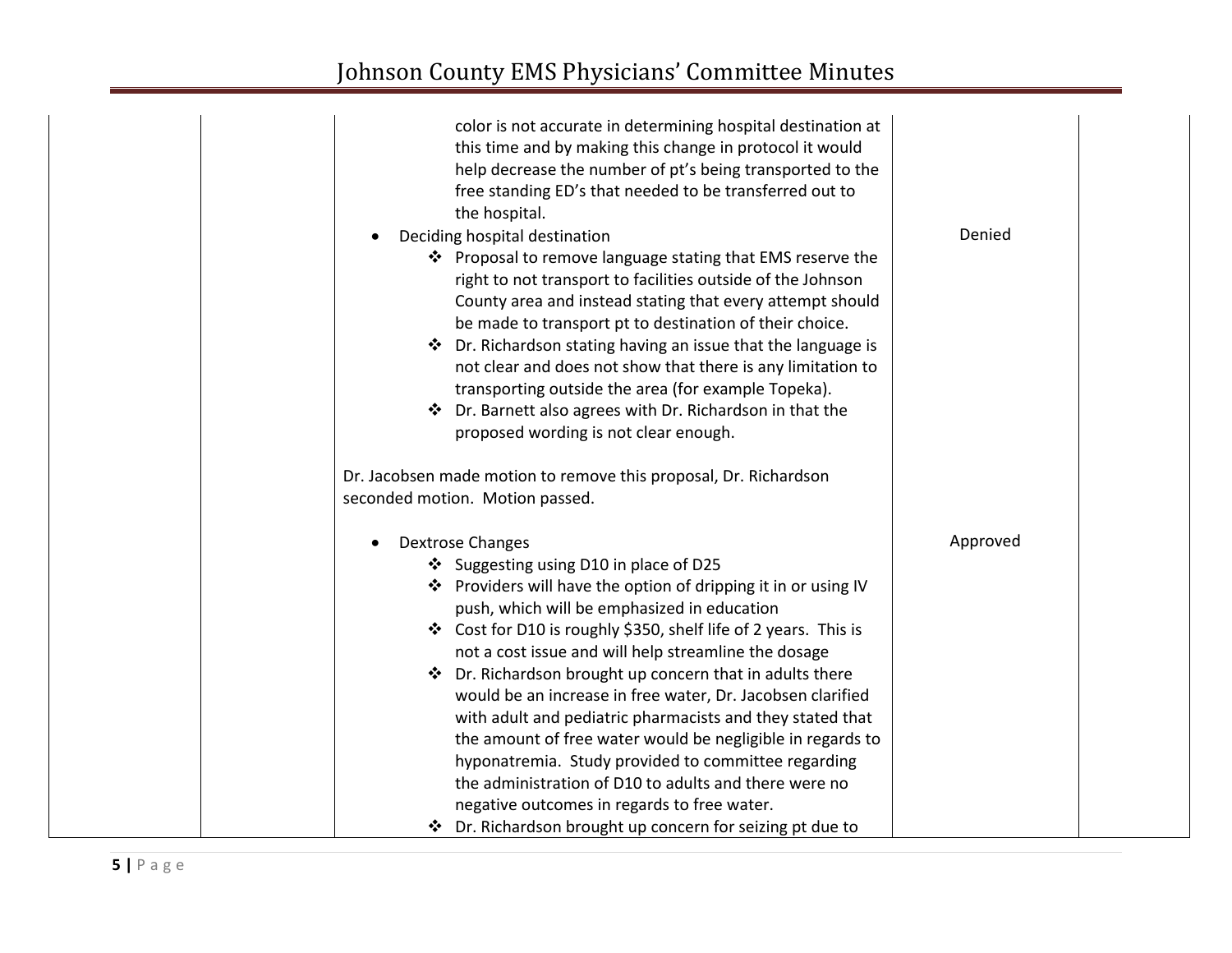| | | | | |
|---|---|---|---|---|
| | | color is not accurate in determining hospital destination at this time and by making this change in protocol it would help decrease the number of pt's being transported to the free standing ED's that needed to be transferred out to the hospital.<br>• Deciding hospital destination<br>❖ Proposal to remove language stating that EMS reserve the right to not transport to facilities outside of the Johnson County area and instead stating that every attempt should be made to transport pt to destination of their choice.<br>❖ Dr. Richardson stating having an issue that the language is not clear and does not show that there is any limitation to transporting outside the area (for example Topeka).<br>❖ Dr. Barnett also agrees with Dr. Richardson in that the proposed wording is not clear enough.<br><br>Dr. Jacobsen made motion to remove this proposal, Dr. Richardson seconded motion. Motion passed. | Denied | |
| | | • Dextrose Changes<br>❖ Suggesting using D10 in place of D25<br>❖ Providers will have the option of dripping it in or using IV push, which will be emphasized in education<br>❖ Cost for D10 is roughly $350, shelf life of 2 years. This is not a cost issue and will help streamline the dosage<br>❖ Dr. Richardson brought up concern that in adults there would be an increase in free water, Dr. Jacobsen clarified with adult and pediatric pharmacists and they stated that the amount of free water would be negligible in regards to hyponatremia. Study provided to committee regarding the administration of D10 to adults and there were no negative outcomes in regards to free water.<br>❖ Dr. Richardson brought up concern for seizing pt due to | Approved | |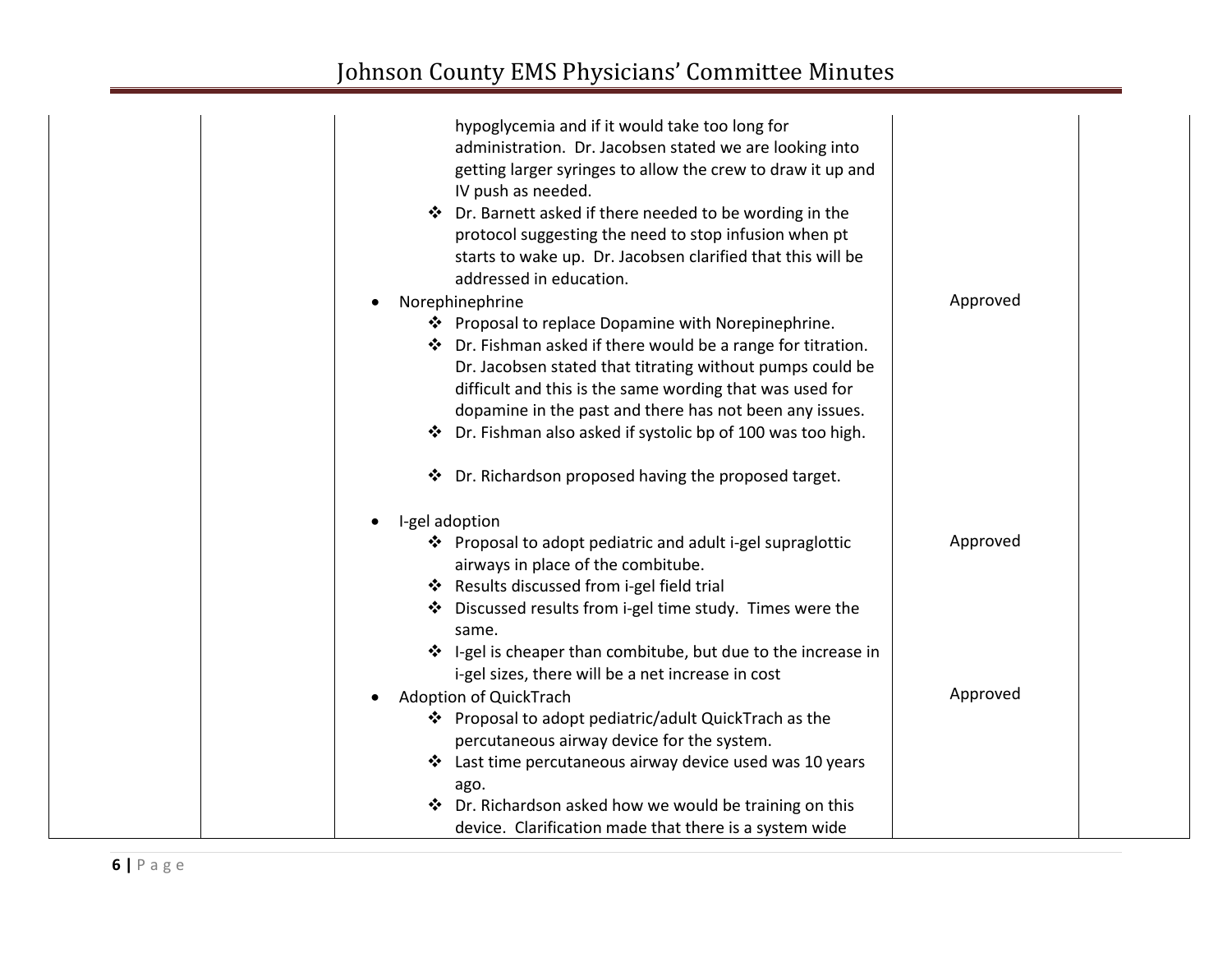| | | | | |
|---|---|---|---|---|
| | | hypoglycemia and if it would take too long for administration. Dr. Jacobsen stated we are looking into getting larger syringes to allow the crew to draw it up and IV push as needed.<br>❖ Dr. Barnett asked if there needed to be wording in the protocol suggesting the need to stop infusion when pt starts to wake up. Dr. Jacobsen clarified that this will be addressed in education.<br>• Norephinephrine<br>❖ Proposal to replace Dopamine with Norepinephrine.<br>❖ Dr. Fishman asked if there would be a range for titration. Dr. Jacobsen stated that titrating without pumps could be difficult and this is the same wording that was used for dopamine in the past and there has not been any issues.<br>❖ Dr. Fishman also asked if systolic bp of 100 was too high.<br>❖ Dr. Richardson proposed having the proposed target. | Approved | |
| | | • I-gel adoption<br>❖ Proposal to adopt pediatric and adult i-gel supraglottic airways in place of the combitube.<br>❖ Results discussed from i-gel field trial<br>❖ Discussed results from i-gel time study. Times were the same.<br>❖ I-gel is cheaper than combitube, but due to the increase in i-gel sizes, there will be a net increase in cost | Approved | |
| | | • Adoption of QuickTrach<br>❖ Proposal to adopt pediatric/adult QuickTrach as the percutaneous airway device for the system.<br>❖ Last time percutaneous airway device used was 10 years ago.<br>❖ Dr. Richardson asked how we would be training on this device. Clarification made that there is a system wide | Approved | |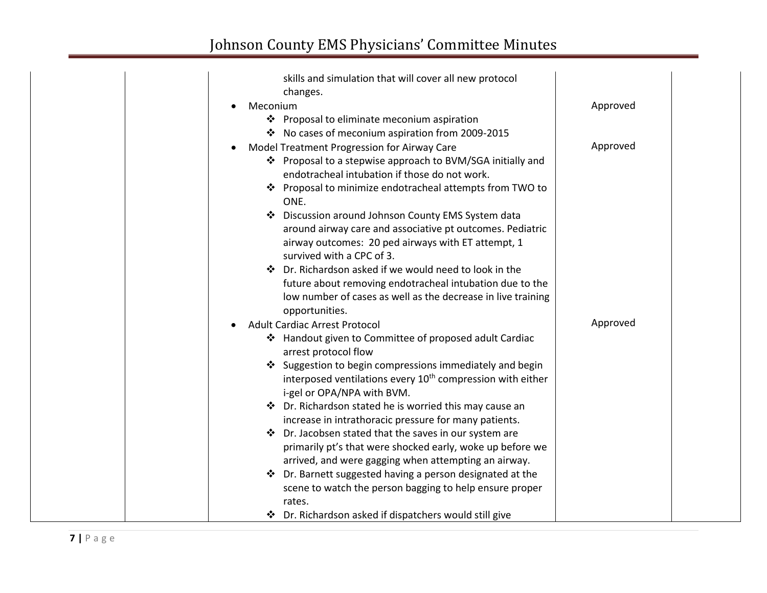| | | | | |
|---|---|---|---|---|
| | | skills and simulation that will cover all new protocol changes.<br>• Meconium<br>❖ Proposal to eliminate meconium aspiration<br>❖ No cases of meconium aspiration from 2009-2015<br>• Model Treatment Progression for Airway Care<br>❖ Proposal to a stepwise approach to BVM/SGA initially and endotracheal intubation if those do not work.<br>❖ Proposal to minimize endotracheal attempts from TWO to ONE.<br>❖ Discussion around Johnson County EMS System data around airway care and associative pt outcomes. Pediatric airway outcomes: 20 ped airways with ET attempt, 1 survived with a CPC of 3.<br>❖ Dr. Richardson asked if we would need to look in the future about removing endotracheal intubation due to the low number of cases as well as the decrease in live training opportunities.<br>• Adult Cardiac Arrest Protocol<br>❖ Handout given to Committee of proposed adult Cardiac arrest protocol flow<br>❖ Suggestion to begin compressions immediately and begin interposed ventilations every 10th compression with either i-gel or OPA/NPA with BVM.<br>❖ Dr. Richardson stated he is worried this may cause an increase in intrathoracic pressure for many patients.<br>❖ Dr. Jacobsen stated that the saves in our system are primarily pt's that were shocked early, woke up before we arrived, and were gagging when attempting an airway.<br>❖ Dr. Barnett suggested having a person designated at the scene to watch the person bagging to help ensure proper rates.<br>❖ Dr. Richardson asked if dispatchers would still give | <br><br>Approved<br><br><br>Approved<br><br><br><br><br><br><br><br><br><br><br><br>Approved | |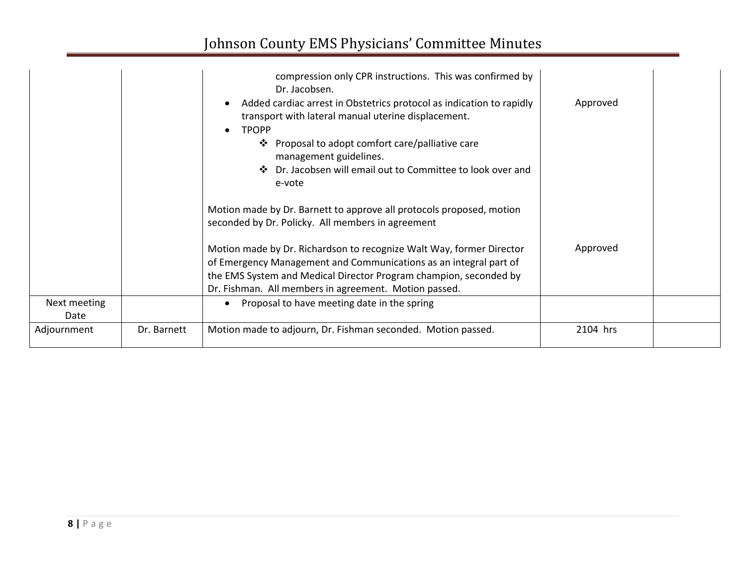| | | | | |
|---|---|---|---|---|
| | | compression only CPR instructions. This was confirmed by Dr. Jacobsen.<br>• Added cardiac arrest in Obstetrics protocol as indication to rapidly transport with lateral manual uterine displacement.<br>• TPOPP<br>❖ Proposal to adopt comfort care/palliative care management guidelines.<br>❖ Dr. Jacobsen will email out to Committee to look over and e-vote<br><br>Motion made by Dr. Barnett to approve all protocols proposed, motion seconded by Dr. Policky. All members in agreement<br><br>Motion made by Dr. Richardson to recognize Walt Way, former Director of Emergency Management and Communications as an integral part of the EMS System and Medical Director Program champion, seconded by Dr. Fishman. All members in agreement. Motion passed. | Approved<br><br><br><br><br><br><br>Approved | |
| Next meeting Date | | • Proposal to have meeting date in the spring | | |
| Adjournment | Dr. Barnett | Motion made to adjourn, Dr. Fishman seconded. Motion passed. | 2104 hrs | |